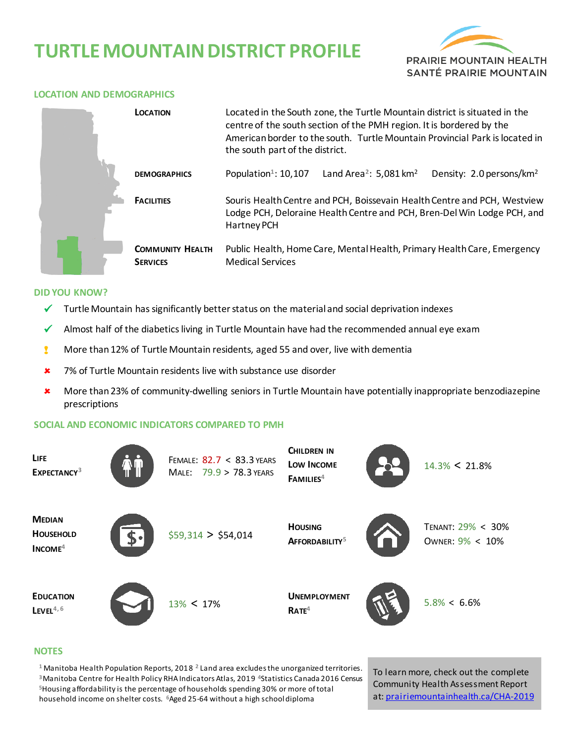# TURTLE MOUNTAIN DISTRICT PROFILE

PRAIRIE MOUNTAIN HEALTH
SANTÉ PRAIRIE MOUNTAIN

## LOCATION AND DEMOGRAPHICS

| | |
|---|---|
| **LOCATION** | Located in the South zone, the Turtle Mountain district is situated in the centre of the south section of the PMH region. It is bordered by the American border to the south. Turtle Mountain Provincial Park is located in the south part of the district. |
| **DEMOGRAPHICS** | Population[1]: 10,107  Land Area[2]: 5,081 km$^2$  Density: 2.0 persons/km$^2$ |
| **FACILITIES** | Souris Health Centre and PCH, Boissevain Health Centre and PCH, Westview Lodge PCH, Deloraine Health Centre and PCH, Bren-Del Win Lodge PCH, and Hartney PCH |
| **COMMUNITY HEALTH SERVICES** | Public Health, Home Care, Mental Health, Primary Health Care, Emergency Medical Services |

## DID YOU KNOW?

- ✓ Turtle Mountain has significantly better status on the material and social deprivation indexes
- ✓ Almost half of the diabetics living in Turtle Mountain have had the recommended annual eye exam
- ! More than 12% of Turtle Mountain residents, aged 55 and over, live with dementia
- ✗ 7% of Turtle Mountain residents live with substance use disorder
- ✗ More than 23% of community-dwelling seniors in Turtle Mountain have potentially inappropriate benzodiazepine prescriptions

## SOCIAL AND ECONOMIC INDICATORS COMPARED TO PMH

| Indicator | Value | Indicator | Value |
|---|---|---|---|
| **Life Expectancy**[3] | Female: 82.7 < 83.3 years<br>Male: 79.9 > 78.3 years | **Children in Low Income Families**[4] | 14.3% < 21.8% |
| **Median Household Income**[4] | $59,314 > $54,014 | **Housing Affordability**[5] | Tenant: 29% < 30%<br>Owner: 9% < 10% |
| **Education Level**[4, 6] | 13% < 17% | **Unemployment Rate**[4] | 5.8% < 6.6% |

## NOTES

[1] Manitoba Health Population Reports, 2018 [2] Land area excludes the unorganized territories. [3] Manitoba Centre for Health Policy RHA Indicators Atlas, 2019 [4] Statistics Canada 2016 Census [5] Housing affordability is the percentage of households spending 30% or more of total household income on shelter costs. [6] Aged 25-64 without a high school diploma

To learn more, check out the complete Community Health Assessment Report at: [prairiemountainhealth.ca/CHA-2019](prairiemountainhealth.ca/CHA-2019)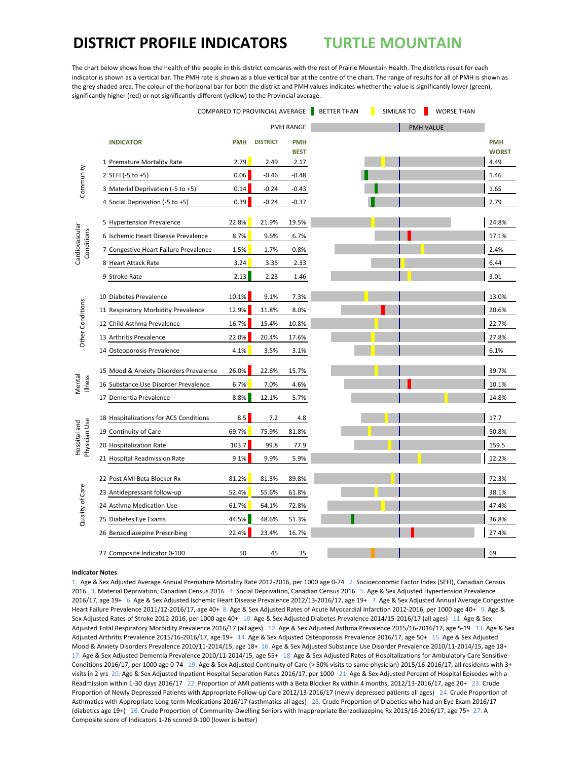# DISTRICT PROFILE INDICATORS TURTLE MOUNTAIN

The chart below shows how the health of the people in this district compares with the rest of Prairie Mountain Health. The districts result for each indicator is shown as a vertical bar. The PMH rate is shown as a blue vertical bar at the centre of the chart. The range of results for all of PMH is shown as the grey shaded area. The colour of the horizonal bar for both the district and PMH values indicates whether the value is significantly lower (green), significantly higher (red) or not significantly different (yellow) to the Provincial average.

COMPARED TO PROVINCIAL AVERAGE: BETTER THAN | SIMILAR TO | WORSE THAN

PMH RANGE | PMH VALUE

| | INDICATOR | PMH | DISTRICT | PMH BEST | PMH WORST |
|---|---|---|---|---|---|
| Community | 1 Premature Mortality Rate | 2.79 | 2.49 | 2.17 | 4.49 |
| | 2 SEFI (-5 to +5) | 0.06 | -0.46 | -0.48 | 1.46 |
| | 3 Material Deprivation (-5 to +5) | 0.14 | -0.24 | -0.43 | 1.65 |
| | 4 Social Deprivation (-5 to +5) | 0.39 | -0.24 | -0.37 | 2.79 |
| Cardiovascular Conditions | 5 Hypertension Prevalence | 22.8% | 21.9% | 19.5% | 24.8% |
| | 6 Ischemic Heart Disease Prevalence | 8.7% | 9.6% | 6.7% | 17.1% |
| | 7 Congestive Heart Failure Prevalence | 1.5% | 1.7% | 0.8% | 2.4% |
| | 8 Heart Attack Rate | 3.24 | 3.35 | 2.33 | 6.44 |
| | 9 Stroke Rate | 2.13 | 2.23 | 1.46 | 3.01 |
| Other Conditions | 10 Diabetes Prevalence | 10.1% | 9.1% | 7.3% | 13.0% |
| | 11 Respiratory Morbidity Prevalence | 12.9% | 11.8% | 8.0% | 20.6% |
| | 12 Child Asthma Prevalence | 16.7% | 15.4% | 10.8% | 22.7% |
| | 13 Arthritis Prevalence | 22.0% | 20.4% | 17.6% | 27.8% |
| | 14 Osteoporosis Prevalence | 4.1% | 3.5% | 3.1% | 6.1% |
| Mental Illness | 15 Mood & Anxiety Disorders Prevalence | 26.0% | 22.6% | 15.7% | 39.7% |
| | 16 Substance Use Disorder Prevalence | 6.7% | 7.0% | 4.6% | 10.1% |
| | 17 Dementia Prevalence | 8.8% | 12.1% | 5.7% | 14.8% |
| Hospital and Physician Use | 18 Hospitalizations for ACS Conditions | 8.5 | 7.2 | 4.8 | 17.7 |
| | 19 Continuity of Care | 69.7% | 75.9% | 81.8% | 50.8% |
| | 20 Hospitalization Rate | 103.7 | 99.8 | 77.9 | 159.5 |
| | 21 Hospital Readmission Rate | 9.1% | 9.9% | 5.9% | 12.2% |
| Quality of Care | 22 Post AMI Beta Blocker Rx | 81.2% | 81.3% | 89.8% | 72.3% |
| | 23 Antidepressant follow-up | 52.4% | 55.6% | 61.8% | 38.1% |
| | 24 Asthma Medication Use | 61.7% | 64.1% | 72.8% | 47.4% |
| | 25 Diabetes Eye Exams | 44.5% | 48.6% | 51.3% | 36.8% |
| | 26 Benzodiazepine Prescribing | 22.4% | 23.4% | 16.7% | 27.4% |
| | 27 Composite Indicator 0-100 | 50 | 45 | 35 | 69 |

**Indicator Notes**

1. Age & Sex Adjusted Average Annual Premature Mortality Rate 2012-2016, per 1000 age 0-74 2. Socioeconomic Factor Index (SEFI), Canadian Census 2016 3. Material Deprivation, Canadian Census 2016 4. Social Deprivation, Canadian Census 2016 5. Age & Sex Adjusted Hypertension Prevalence 2016/17, age 19+ 6. Age & Sex Adjusted Ischemic Heart Disease Prevalence 2012/13-2016/17, age 19+ 7. Age & Sex Adjusted Annual Average Congestive Heart Failure Prevalence 2011/12-2016/17, age 40+ 8. Age & Sex Adjusted Rates of Acute Myocardial Infarction 2012-2016, per 1000 age 40+ 9. Age & Sex Adjusted Rates of Stroke 2012-2016, per 1000 age 40+ 10. Age & Sex Adjusted Diabetes Prevalence 2014/15-2016/17 (all ages) 11. Age & Sex Adjusted Total Respiratory Morbidity Prevalence 2016/17 (all ages) 12. Age & Sex Adjusted Asthma Prevalence 2015/16-2016/17, age 5-19 13. Age & Sex Adjusted Arthritis Prevalence 2015/16-2016/17, age 19+ 14. Age & Sex Adjusted Osteoporosis Prevalence 2016/17, age 50+ 15. Age & Sex Adjusted Mood & Anxiety Disorders Prevalence 2010/11-2014/15, age 18+ 16. Age & Sex Adjusted Substance Use Disorder Prevalence 2010/11-2014/15, age 18+ 17. Age & Sex Adjusted Dementia Prevalence 2010/11-2014/15, age 55+ 18. Age & Sex Adjusted Rates of Hospitalizations for Ambulatory Care Sensitive Conditions 2016/17, per 1000 age 0-74 19. Age & Sex Adjusted Continuity of Care (> 50% visits to same physician) 2015/16-2016/17, all residents with 3+ visits in 2 yrs 20. Age & Sex Adjusted Inpatient Hospital Separation Rates 2016/17, per 1000 21. Age & Sex Adjusted Percent of Hospital Episodes with a Readmission within 1-30 days 2016/17 22. Proportion of AMI patients with a Beta Blocker Rx within 4 months, 2012/13-2016/17, age 20+ 23. Crude Proportion of Newly Depressed Patients with Appropriate Follow-up Care 2012/13-2016/17 (newly depressed patients all ages) 24. Crude Proportion of Asthmatics with Appropriate Long-term Medications 2016/17 (asthmatics all ages) 25. Crude Proportion of Diabetics who had an Eye Exam 2016/17 (diabetics age 19+) 26. Crude Proportion of Community-Dwelling Seniors with Inappropriate Benzodiazepine Rx 2015/16-2016/17, age 75+ 27. A Composite score of Indicators 1-26 scored 0-100 (lower is better)